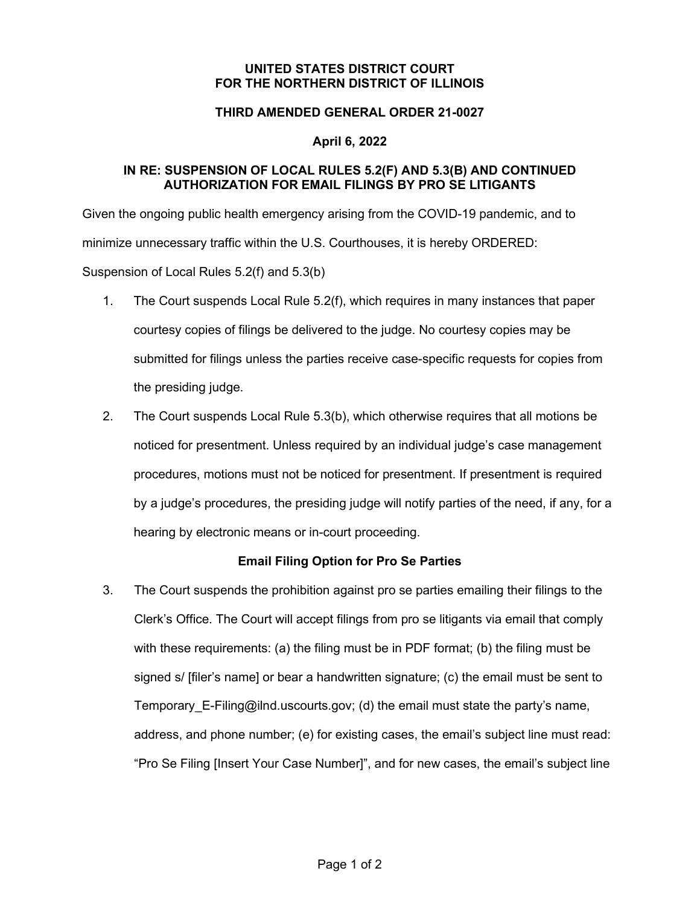**UNITED STATES DISTRICT COURT**
**FOR THE NORTHERN DISTRICT OF ILLINOIS**

**THIRD AMENDED GENERAL ORDER 21-0027**

**April 6, 2022**

**IN RE: SUSPENSION OF LOCAL RULES 5.2(F) AND 5.3(B) AND CONTINUED AUTHORIZATION FOR EMAIL FILINGS BY PRO SE LITIGANTS**

Given the ongoing public health emergency arising from the COVID-19 pandemic, and to minimize unnecessary traffic within the U.S. Courthouses, it is hereby ORDERED:

Suspension of Local Rules 5.2(f) and 5.3(b)

1. The Court suspends Local Rule 5.2(f), which requires in many instances that paper courtesy copies of filings be delivered to the judge. No courtesy copies may be submitted for filings unless the parties receive case-specific requests for copies from the presiding judge.

2. The Court suspends Local Rule 5.3(b), which otherwise requires that all motions be noticed for presentment. Unless required by an individual judge's case management procedures, motions must not be noticed for presentment. If presentment is required by a judge's procedures, the presiding judge will notify parties of the need, if any, for a hearing by electronic means or in-court proceeding.

**Email Filing Option for Pro Se Parties**

3. The Court suspends the prohibition against pro se parties emailing their filings to the Clerk's Office. The Court will accept filings from pro se litigants via email that comply with these requirements: (a) the filing must be in PDF format; (b) the filing must be signed s/ [filer's name] or bear a handwritten signature; (c) the email must be sent to Temporary_E-Filing@ilnd.uscourts.gov; (d) the email must state the party's name, address, and phone number; (e) for existing cases, the email's subject line must read: "Pro Se Filing [Insert Your Case Number]", and for new cases, the email's subject line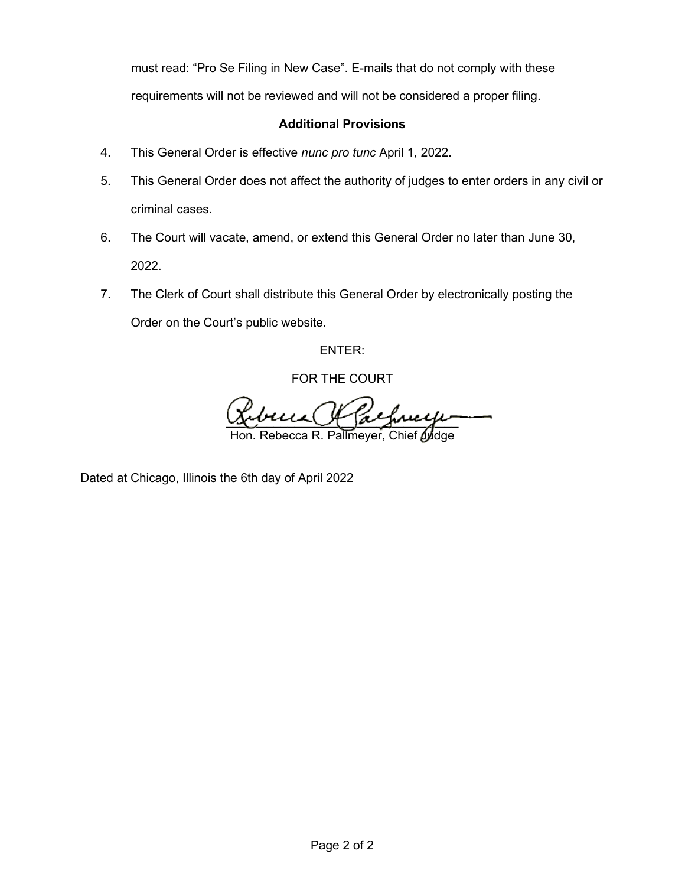must read: "Pro Se Filing in New Case". E-mails that do not comply with these requirements will not be reviewed and will not be considered a proper filing.

**Additional Provisions**

4. This General Order is effective *nunc pro tunc* April 1, 2022.

5. This General Order does not affect the authority of judges to enter orders in any civil or criminal cases.

6. The Court will vacate, amend, or extend this General Order no later than June 30, 2022.

7. The Clerk of Court shall distribute this General Order by electronically posting the Order on the Court's public website.

ENTER:

FOR THE COURT

Hon. Rebecca R. Pallmeyer, Chief Judge

Dated at Chicago, Illinois the 6th day of April 2022